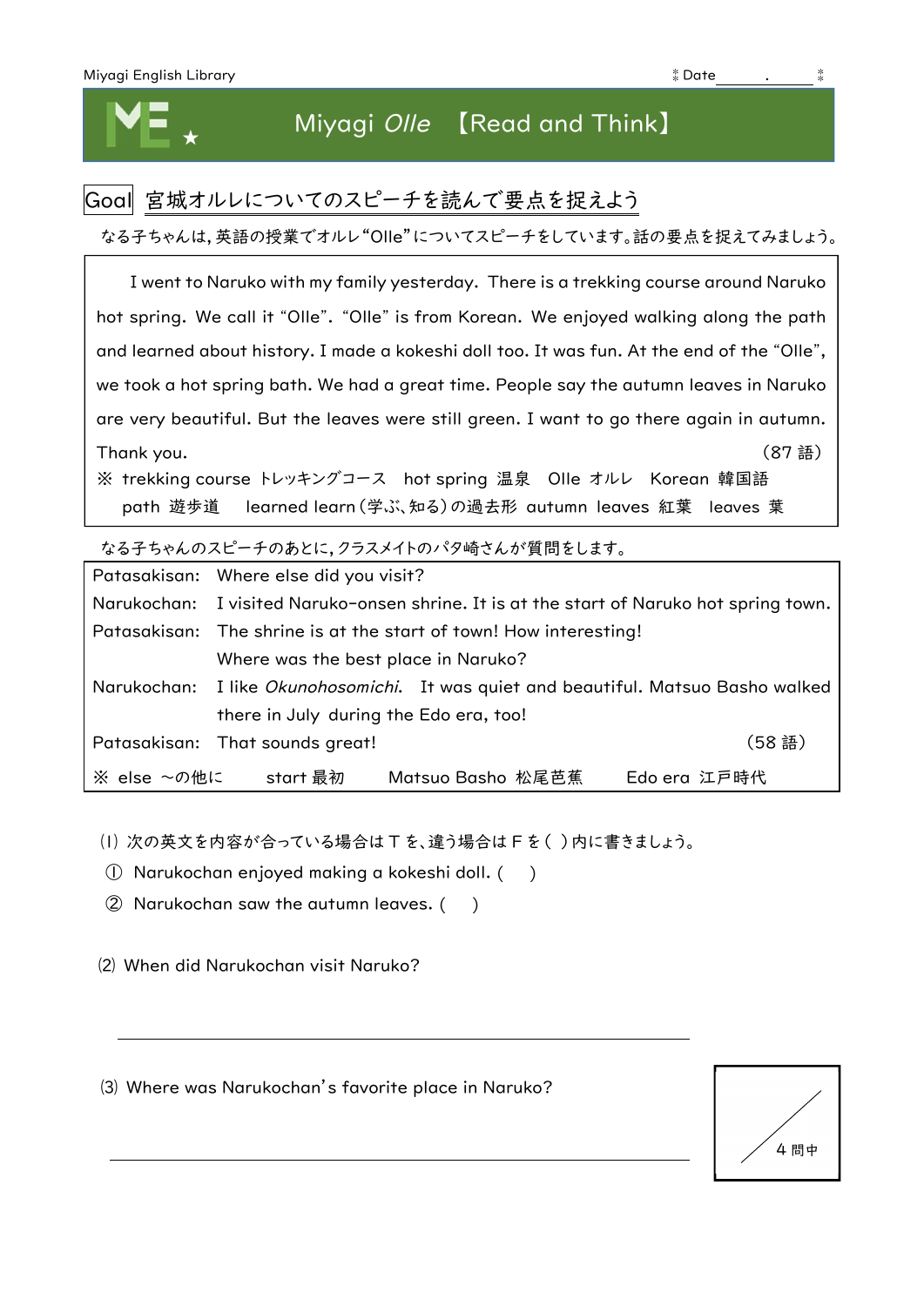Miyagi English Library　　　　　　　　　　　　　　　　　　　　　Date　　　.　　　

# Miyagi *Olle*　【Read and Think】

**Goal** 宮城オルレについてのスピーチを読んで要点を捉えよう

なる子ちゃんは，英語の授業でオルレ“Olle”についてスピーチをしています。話の要点を捉えてみましょう。

　I went to Naruko with my family yesterday. There is a trekking course around Naruko hot spring. We call it “Olle”. “Olle” is from Korean. We enjoyed walking along the path and learned about history. I made a kokeshi doll too. It was fun. At the end of the “Olle”, we took a hot spring bath. We had a great time. People say the autumn leaves in Naruko are very beautiful. But the leaves were still green. I want to go there again in autumn. Thank you.　（87 語）

※ trekking course トレッキングコース　hot spring 温泉　Olle オルレ　Korean 韓国語　path 遊歩道　learned learn（学ぶ、知る）の過去形　autumn leaves 紅葉　leaves 葉

なる子ちゃんのスピーチのあとに，クラスメイトのパタ崎さんが質問をします。

Patasakisan:　Where else did you visit?
Narukochan:　I visited Naruko-onsen shrine. It is at the start of Naruko hot spring town.
Patasakisan:　The shrine is at the start of town! How interesting! Where was the best place in Naruko?
Narukochan:　I like *Okunohosomichi*. It was quiet and beautiful. Matsuo Basho walked there in July during the Edo era, too!
Patasakisan:　That sounds great!　（58 語）

※ else ～の他に　start 最初　Matsuo Basho 松尾芭蕉　Edo era 江戸時代

(1) 次の英文を内容が合っている場合はＴを、違う場合はＦを（ ）内に書きましょう。

① Narukochan enjoyed making a kokeshi doll. (　　)

② Narukochan saw the autumn leaves. (　　)

(2) When did Narukochan visit Naruko?

\_\_\_\_\_\_\_\_\_\_\_\_\_\_\_\_\_\_\_\_\_\_\_\_\_\_\_\_\_\_\_\_\_\_\_\_\_\_\_\_

(3) Where was Narukochan’s favorite place in Naruko?

\_\_\_\_\_\_\_\_\_\_\_\_\_\_\_\_\_\_\_\_\_\_\_\_\_\_\_\_\_\_\_\_\_\_\_\_\_\_\_\_

／4 問中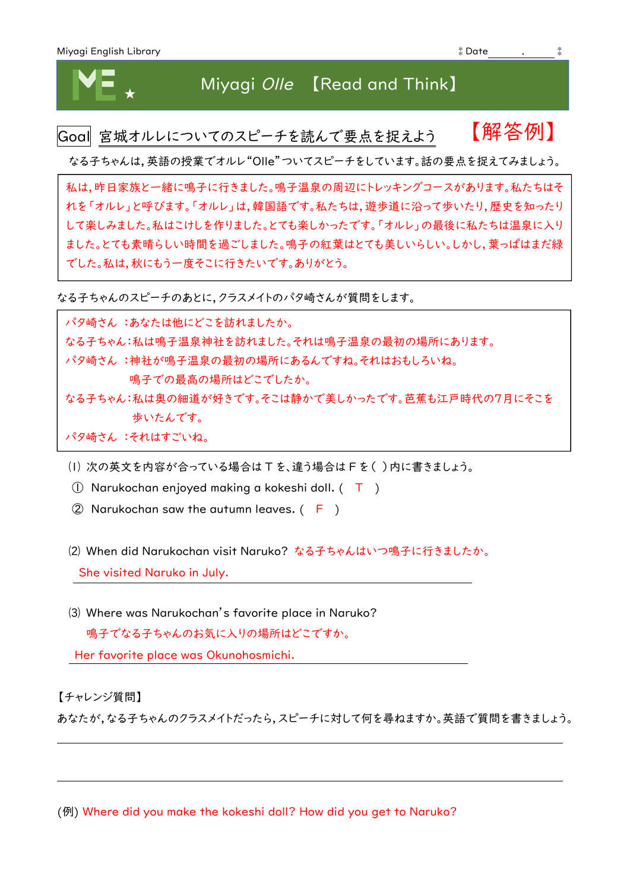Miyagi English Library　　　　　　　　　　　　　　　　　　　　　　　　　Date　　　.

# Miyagi *Olle*　【Read and Think】

**Goal** 宮城オルレについてのスピーチを読んで要点を捉えよう　　　　【解答例】

なる子ちゃんは，英語の授業でオルレ"Olle"ついてスピーチをしています。話の要点を捉えてみましょう。

> 私は，昨日家族と一緒に鳴子に行きました。鳴子温泉の周辺にトレッキングコースがあります。私たちはそれを「オルレ」と呼びます。「オルレ」は，韓国語です。私たちは，遊歩道に沿って歩いたり，歴史を知ったりして楽しみました。私はこけしを作りました。とても楽しかったです。「オルレ」の最後に私たちは温泉に入りました。とても素晴らしい時間を過ごしました。鳴子の紅葉はとても美しいらしい。しかし，葉っぱはまだ緑でした。私は，秋にもう一度そこに行きたいです。ありがとう。

なる子ちゃんのスピーチのあとに，クラスメイトのパタ崎さんが質問をします。

> パタ崎さん　：あなたは他にどこを訪れましたか。
> なる子ちゃん：私は鳴子温泉神社を訪れました。それは鳴子温泉の最初の場所にあります。
> パタ崎さん　：神社が鳴子温泉の最初の場所にあるんですね。それはおもしろいね。
> 　　　　　　　鳴子での最高の場所はどこでしたか。
> なる子ちゃん：私は奥の細道が好きです。そこは静かで美しかったです。芭蕉も江戸時代の7月にそこを
> 　　　　　　　歩いたんです。
> パタ崎さん　：それはすごいね。

(1) 次の英文を内容が合っている場合はＴを、違う場合はＦを（ ）内に書きましょう。

① Narukochan enjoyed making a kokeshi doll. (　T　)

② Narukochan saw the autumn leaves. (　F　)

(2) When did Narukochan visit Naruko?　なる子ちゃんはいつ鳴子に行きましたか。

She visited Naruko in July.

(3) Where was Narukochan's favorite place in Naruko?

鳴子でなる子ちゃんのお気に入りの場所はどこですか。

Her favorite place was Okunohosmichi.

【チャレンジ質問】

あなたが，なる子ちゃんのクラスメイトだったら，スピーチに対して何を尋ねますか。英語で質問を書きましょう。

_______________________________________________

_______________________________________________

(例) Where did you make the kokeshi doll? How did you get to Naruko?